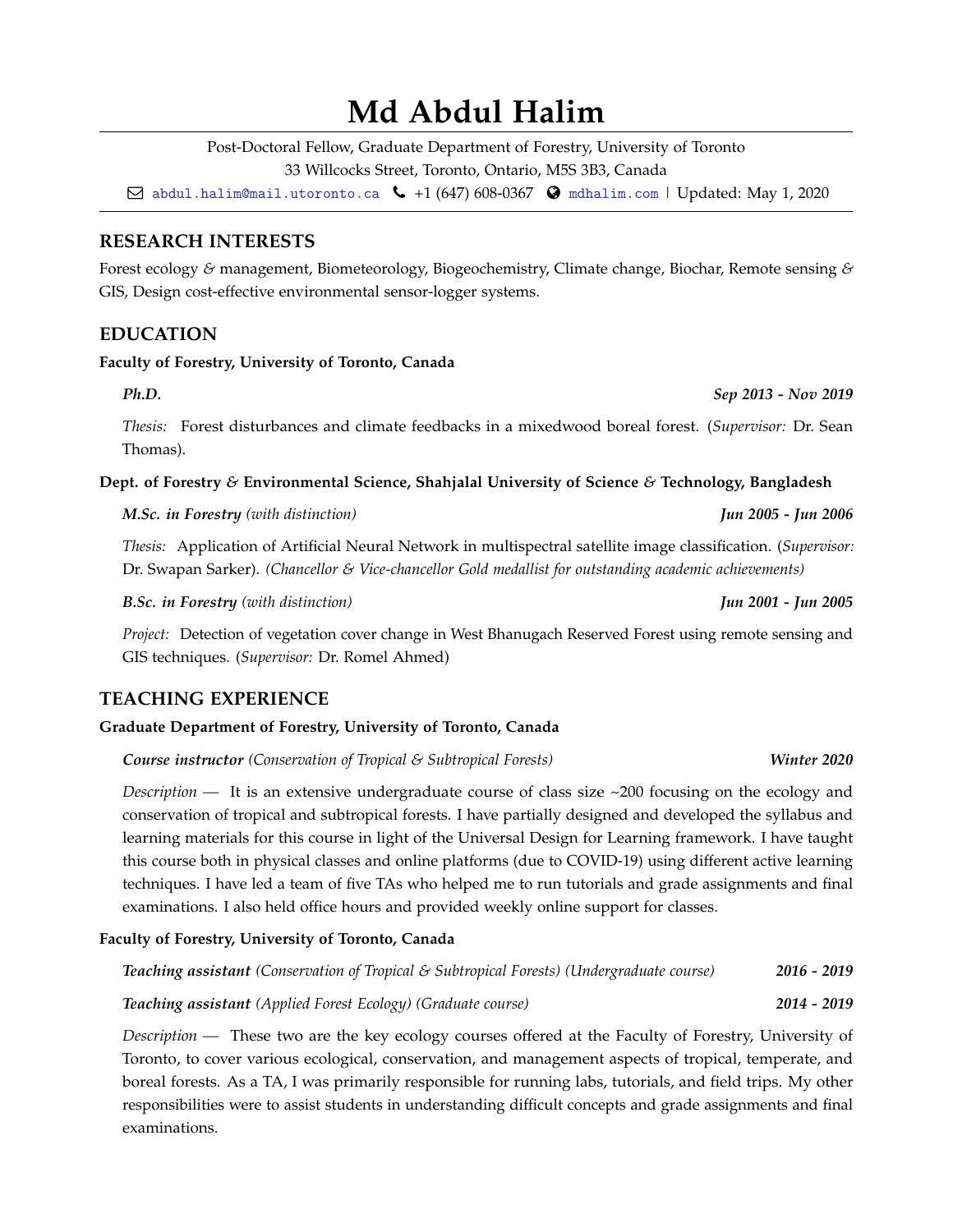# Md Abdul Halim

Post-Doctoral Fellow, Graduate Department of Forestry, University of Toronto
33 Willcocks Street, Toronto, Ontario, M5S 3B3, Canada
abdul.halim@mail.utoronto.ca | +1 (647) 608-0367 | mdhalim.com | Updated: May 1, 2020

## RESEARCH INTERESTS

Forest ecology & management, Biometeorology, Biogeochemistry, Climate change, Biochar, Remote sensing & GIS, Design cost-effective environmental sensor-logger systems.

## EDUCATION

**Faculty of Forestry, University of Toronto, Canada**

***Ph.D.*** — ***Sep 2013 - Nov 2019***

*Thesis:* Forest disturbances and climate feedbacks in a mixedwood boreal forest. (*Supervisor:* Dr. Sean Thomas).

**Dept. of Forestry & Environmental Science, Shahjalal University of Science & Technology, Bangladesh**

***M.Sc. in Forestry*** *(with distinction)* — ***Jun 2005 - Jun 2006***

*Thesis:* Application of Artificial Neural Network in multispectral satellite image classification. (*Supervisor:* Dr. Swapan Sarker). *(Chancellor & Vice-chancellor Gold medallist for outstanding academic achievements)*

***B.Sc. in Forestry*** *(with distinction)* — ***Jun 2001 - Jun 2005***

*Project:* Detection of vegetation cover change in West Bhanugach Reserved Forest using remote sensing and GIS techniques. (*Supervisor:* Dr. Romel Ahmed)

## TEACHING EXPERIENCE

**Graduate Department of Forestry, University of Toronto, Canada**

***Course instructor*** *(Conservation of Tropical & Subtropical Forests)* — ***Winter 2020***

*Description —* It is an extensive undergraduate course of class size ~200 focusing on the ecology and conservation of tropical and subtropical forests. I have partially designed and developed the syllabus and learning materials for this course in light of the Universal Design for Learning framework. I have taught this course both in physical classes and online platforms (due to COVID-19) using different active learning techniques. I have led a team of five TAs who helped me to run tutorials and grade assignments and final examinations. I also held office hours and provided weekly online support for classes.

**Faculty of Forestry, University of Toronto, Canada**

***Teaching assistant*** *(Conservation of Tropical & Subtropical Forests) (Undergraduate course)* — ***2016 - 2019***

***Teaching assistant*** *(Applied Forest Ecology) (Graduate course)* — ***2014 - 2019***

*Description —* These two are the key ecology courses offered at the Faculty of Forestry, University of Toronto, to cover various ecological, conservation, and management aspects of tropical, temperate, and boreal forests. As a TA, I was primarily responsible for running labs, tutorials, and field trips. My other responsibilities were to assist students in understanding difficult concepts and grade assignments and final examinations.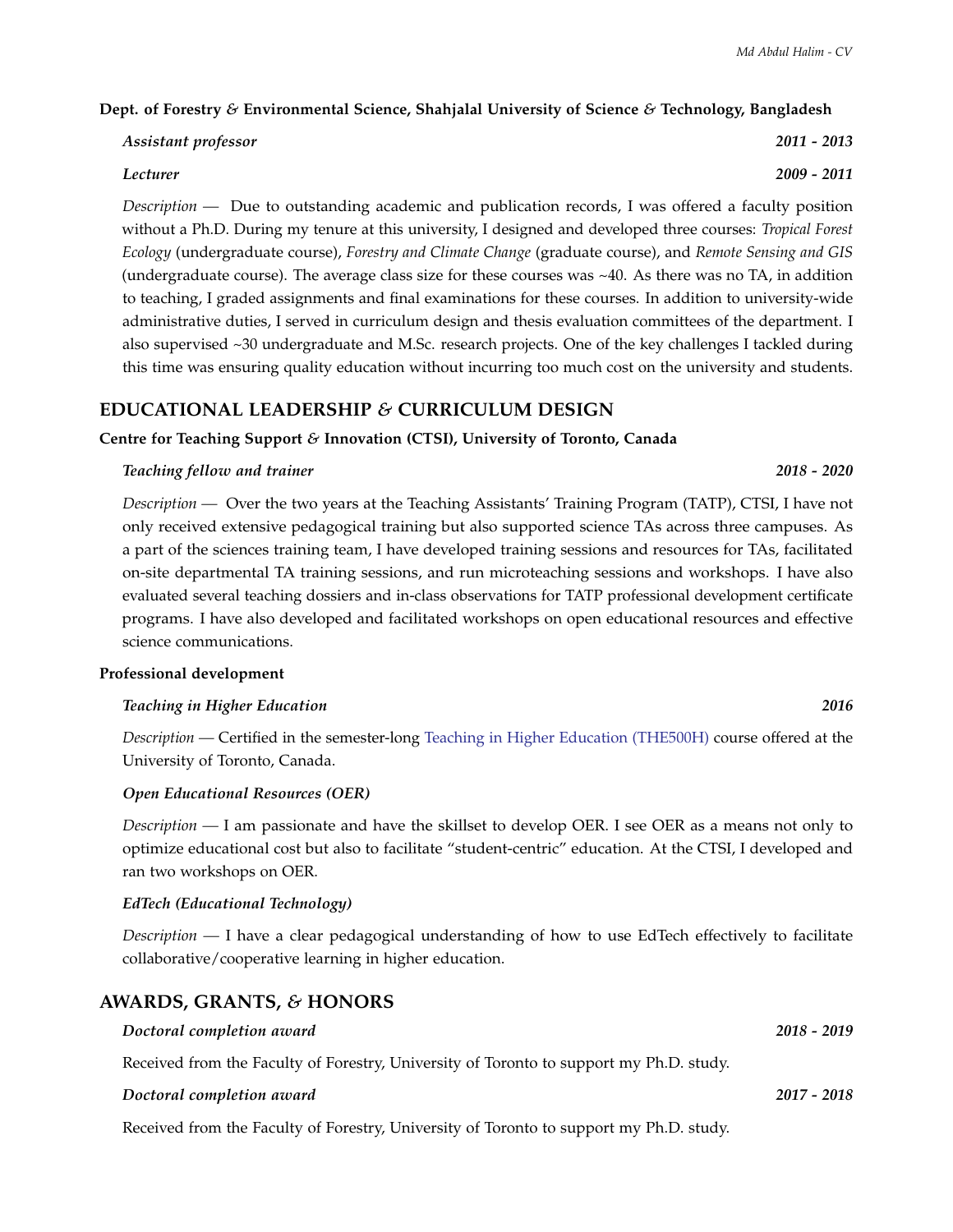**Dept. of Forestry & Environmental Science, Shahjalal University of Science & Technology, Bangladesh**

***Assistant professor*** **2011 - 2013**

***Lecturer*** **2009 - 2011**

*Description* — Due to outstanding academic and publication records, I was offered a faculty position without a Ph.D. During my tenure at this university, I designed and developed three courses: *Tropical Forest Ecology* (undergraduate course), *Forestry and Climate Change* (graduate course), and *Remote Sensing and GIS* (undergraduate course). The average class size for these courses was ~40. As there was no TA, in addition to teaching, I graded assignments and final examinations for these courses. In addition to university-wide administrative duties, I served in curriculum design and thesis evaluation committees of the department. I also supervised ~30 undergraduate and M.Sc. research projects. One of the key challenges I tackled during this time was ensuring quality education without incurring too much cost on the university and students.

## EDUCATIONAL LEADERSHIP & CURRICULUM DESIGN

**Centre for Teaching Support & Innovation (CTSI), University of Toronto, Canada**

***Teaching fellow and trainer*** **2018 - 2020**

*Description* — Over the two years at the Teaching Assistants' Training Program (TATP), CTSI, I have not only received extensive pedagogical training but also supported science TAs across three campuses. As a part of the sciences training team, I have developed training sessions and resources for TAs, facilitated on-site departmental TA training sessions, and run microteaching sessions and workshops. I have also evaluated several teaching dossiers and in-class observations for TATP professional development certificate programs. I have also developed and facilitated workshops on open educational resources and effective science communications.

**Professional development**

***Teaching in Higher Education*** **2016**

*Description* — Certified in the semester-long Teaching in Higher Education (THE500H) course offered at the University of Toronto, Canada.

***Open Educational Resources (OER)***

*Description* — I am passionate and have the skillset to develop OER. I see OER as a means not only to optimize educational cost but also to facilitate "student-centric" education. At the CTSI, I developed and ran two workshops on OER.

***EdTech (Educational Technology)***

*Description* — I have a clear pedagogical understanding of how to use EdTech effectively to facilitate collaborative/cooperative learning in higher education.

## AWARDS, GRANTS, & HONORS

***Doctoral completion award*** **2018 - 2019**

Received from the Faculty of Forestry, University of Toronto to support my Ph.D. study.

***Doctoral completion award*** **2017 - 2018**

Received from the Faculty of Forestry, University of Toronto to support my Ph.D. study.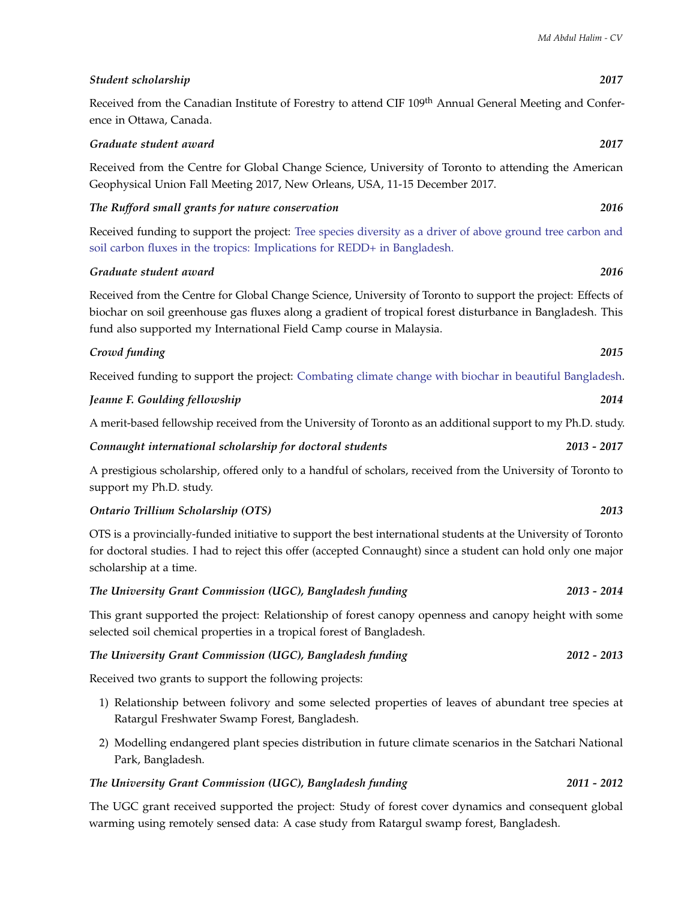***Student scholarship*** **2017**

Received from the Canadian Institute of Forestry to attend CIF 109th Annual General Meeting and Conference in Ottawa, Canada.

***Graduate student award*** **2017**

Received from the Centre for Global Change Science, University of Toronto to attending the American Geophysical Union Fall Meeting 2017, New Orleans, USA, 11-15 December 2017.

***The Rufford small grants for nature conservation*** **2016**

Received funding to support the project: Tree species diversity as a driver of above ground tree carbon and soil carbon fluxes in the tropics: Implications for REDD+ in Bangladesh.

***Graduate student award*** **2016**

Received from the Centre for Global Change Science, University of Toronto to support the project: Effects of biochar on soil greenhouse gas fluxes along a gradient of tropical forest disturbance in Bangladesh. This fund also supported my International Field Camp course in Malaysia.

***Crowd funding*** **2015**

Received funding to support the project: Combating climate change with biochar in beautiful Bangladesh.

***Jeanne F. Goulding fellowship*** **2014**

A merit-based fellowship received from the University of Toronto as an additional support to my Ph.D. study.

***Connaught international scholarship for doctoral students*** **2013 - 2017**

A prestigious scholarship, offered only to a handful of scholars, received from the University of Toronto to support my Ph.D. study.

***Ontario Trillium Scholarship (OTS)*** **2013**

OTS is a provincially-funded initiative to support the best international students at the University of Toronto for doctoral studies. I had to reject this offer (accepted Connaught) since a student can hold only one major scholarship at a time.

***The University Grant Commission (UGC), Bangladesh funding*** **2013 - 2014**

This grant supported the project: Relationship of forest canopy openness and canopy height with some selected soil chemical properties in a tropical forest of Bangladesh.

***The University Grant Commission (UGC), Bangladesh funding*** **2012 - 2013**

Received two grants to support the following projects:

1) Relationship between folivory and some selected properties of leaves of abundant tree species at Ratargul Freshwater Swamp Forest, Bangladesh.
2) Modelling endangered plant species distribution in future climate scenarios in the Satchari National Park, Bangladesh.

***The University Grant Commission (UGC), Bangladesh funding*** **2011 - 2012**

The UGC grant received supported the project: Study of forest cover dynamics and consequent global warming using remotely sensed data: A case study from Ratargul swamp forest, Bangladesh.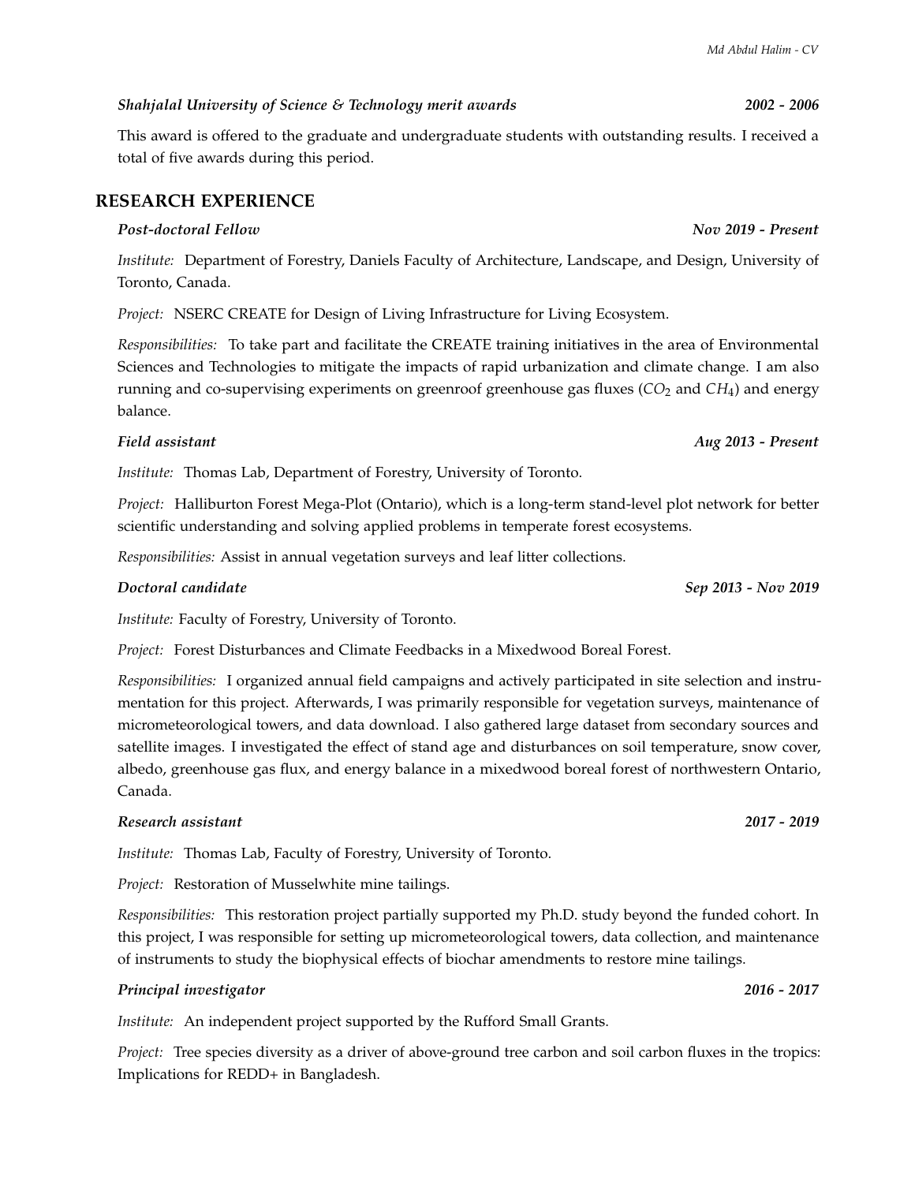***Shahjalal University of Science & Technology merit awards*** **2002 - 2006**

This award is offered to the graduate and undergraduate students with outstanding results. I received a total of five awards during this period.

## RESEARCH EXPERIENCE

***Post-doctoral Fellow*** **Nov 2019 - Present**

*Institute:* Department of Forestry, Daniels Faculty of Architecture, Landscape, and Design, University of Toronto, Canada.

*Project:* NSERC CREATE for Design of Living Infrastructure for Living Ecosystem.

*Responsibilities:* To take part and facilitate the CREATE training initiatives in the area of Environmental Sciences and Technologies to mitigate the impacts of rapid urbanization and climate change. I am also running and co-supervising experiments on greenroof greenhouse gas fluxes ($CO_2$ and $CH_4$) and energy balance.

***Field assistant*** **Aug 2013 - Present**

*Institute:* Thomas Lab, Department of Forestry, University of Toronto.

*Project:* Halliburton Forest Mega-Plot (Ontario), which is a long-term stand-level plot network for better scientific understanding and solving applied problems in temperate forest ecosystems.

*Responsibilities:* Assist in annual vegetation surveys and leaf litter collections.

***Doctoral candidate*** **Sep 2013 - Nov 2019**

*Institute:* Faculty of Forestry, University of Toronto.

*Project:* Forest Disturbances and Climate Feedbacks in a Mixedwood Boreal Forest.

*Responsibilities:* I organized annual field campaigns and actively participated in site selection and instrumentation for this project. Afterwards, I was primarily responsible for vegetation surveys, maintenance of micrometeorological towers, and data download. I also gathered large dataset from secondary sources and satellite images. I investigated the effect of stand age and disturbances on soil temperature, snow cover, albedo, greenhouse gas flux, and energy balance in a mixedwood boreal forest of northwestern Ontario, Canada.

***Research assistant*** **2017 - 2019**

*Institute:* Thomas Lab, Faculty of Forestry, University of Toronto.

*Project:* Restoration of Musselwhite mine tailings.

*Responsibilities:* This restoration project partially supported my Ph.D. study beyond the funded cohort. In this project, I was responsible for setting up micrometeorological towers, data collection, and maintenance of instruments to study the biophysical effects of biochar amendments to restore mine tailings.

***Principal investigator*** **2016 - 2017**

*Institute:* An independent project supported by the Rufford Small Grants.

*Project:* Tree species diversity as a driver of above-ground tree carbon and soil carbon fluxes in the tropics: Implications for REDD+ in Bangladesh.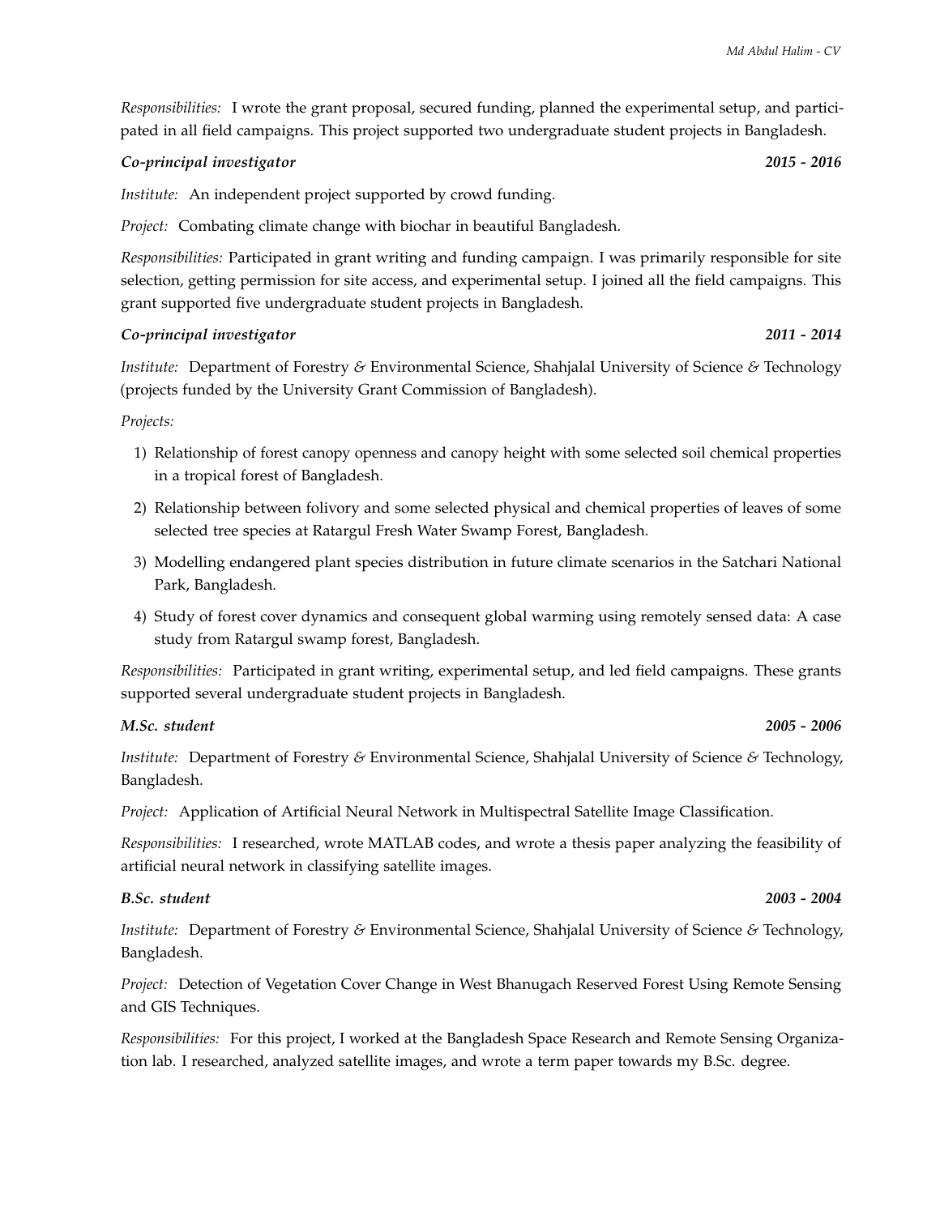*Responsibilities:* I wrote the grant proposal, secured funding, planned the experimental setup, and participated in all field campaigns. This project supported two undergraduate student projects in Bangladesh.

***Co-principal investigator*** **2015 - 2016**

*Institute:* An independent project supported by crowd funding.

*Project:* Combating climate change with biochar in beautiful Bangladesh.

*Responsibilities:* Participated in grant writing and funding campaign. I was primarily responsible for site selection, getting permission for site access, and experimental setup. I joined all the field campaigns. This grant supported five undergraduate student projects in Bangladesh.

***Co-principal investigator*** **2011 - 2014**

*Institute:* Department of Forestry & Environmental Science, Shahjalal University of Science & Technology (projects funded by the University Grant Commission of Bangladesh).

*Projects:*

1) Relationship of forest canopy openness and canopy height with some selected soil chemical properties in a tropical forest of Bangladesh.
2) Relationship between folivory and some selected physical and chemical properties of leaves of some selected tree species at Ratargul Fresh Water Swamp Forest, Bangladesh.
3) Modelling endangered plant species distribution in future climate scenarios in the Satchari National Park, Bangladesh.
4) Study of forest cover dynamics and consequent global warming using remotely sensed data: A case study from Ratargul swamp forest, Bangladesh.

*Responsibilities:* Participated in grant writing, experimental setup, and led field campaigns. These grants supported several undergraduate student projects in Bangladesh.

***M.Sc. student*** **2005 - 2006**

*Institute:* Department of Forestry & Environmental Science, Shahjalal University of Science & Technology, Bangladesh.

*Project:* Application of Artificial Neural Network in Multispectral Satellite Image Classification.

*Responsibilities:* I researched, wrote MATLAB codes, and wrote a thesis paper analyzing the feasibility of artificial neural network in classifying satellite images.

***B.Sc. student*** **2003 - 2004**

*Institute:* Department of Forestry & Environmental Science, Shahjalal University of Science & Technology, Bangladesh.

*Project:* Detection of Vegetation Cover Change in West Bhanugach Reserved Forest Using Remote Sensing and GIS Techniques.

*Responsibilities:* For this project, I worked at the Bangladesh Space Research and Remote Sensing Organization lab. I researched, analyzed satellite images, and wrote a term paper towards my B.Sc. degree.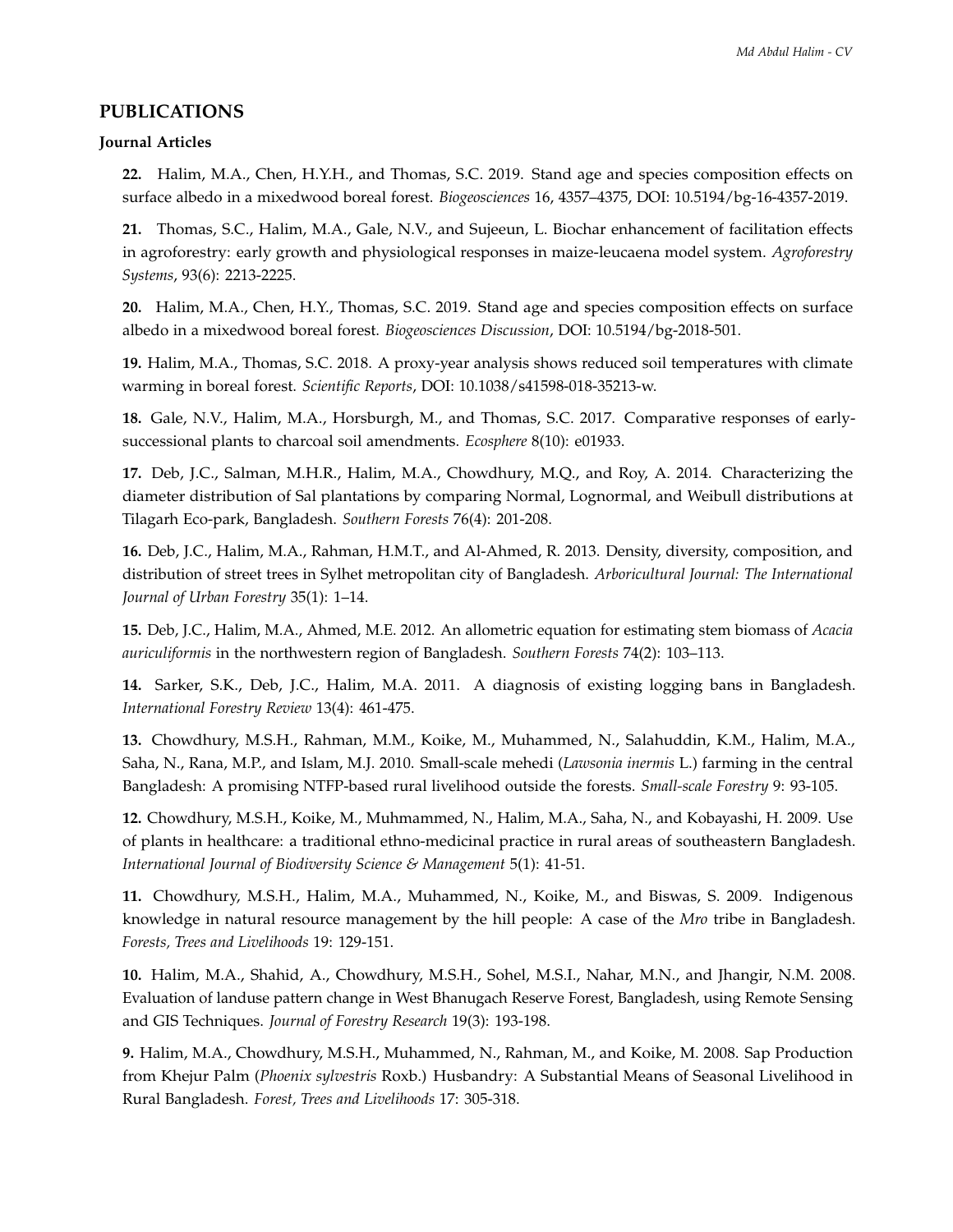## PUBLICATIONS

### Journal Articles

**22.** Halim, M.A., Chen, H.Y.H., and Thomas, S.C. 2019. Stand age and species composition effects on surface albedo in a mixedwood boreal forest. *Biogeosciences* 16, 4357–4375, DOI: 10.5194/bg-16-4357-2019.

**21.** Thomas, S.C., Halim, M.A., Gale, N.V., and Sujeeun, L. Biochar enhancement of facilitation effects in agroforestry: early growth and physiological responses in maize-leucaena model system. *Agroforestry Systems*, 93(6): 2213-2225.

**20.** Halim, M.A., Chen, H.Y., Thomas, S.C. 2019. Stand age and species composition effects on surface albedo in a mixedwood boreal forest. *Biogeosciences Discussion*, DOI: 10.5194/bg-2018-501.

**19.** Halim, M.A., Thomas, S.C. 2018. A proxy-year analysis shows reduced soil temperatures with climate warming in boreal forest. *Scientific Reports*, DOI: 10.1038/s41598-018-35213-w.

**18.** Gale, N.V., Halim, M.A., Horsburgh, M., and Thomas, S.C. 2017. Comparative responses of early-successional plants to charcoal soil amendments. *Ecosphere* 8(10): e01933.

**17.** Deb, J.C., Salman, M.H.R., Halim, M.A., Chowdhury, M.Q., and Roy, A. 2014. Characterizing the diameter distribution of Sal plantations by comparing Normal, Lognormal, and Weibull distributions at Tilagarh Eco-park, Bangladesh. *Southern Forests* 76(4): 201-208.

**16.** Deb, J.C., Halim, M.A., Rahman, H.M.T., and Al-Ahmed, R. 2013. Density, diversity, composition, and distribution of street trees in Sylhet metropolitan city of Bangladesh. *Arboricultural Journal: The International Journal of Urban Forestry* 35(1): 1–14.

**15.** Deb, J.C., Halim, M.A., Ahmed, M.E. 2012. An allometric equation for estimating stem biomass of *Acacia auriculiformis* in the northwestern region of Bangladesh. *Southern Forests* 74(2): 103–113.

**14.** Sarker, S.K., Deb, J.C., Halim, M.A. 2011. A diagnosis of existing logging bans in Bangladesh. *International Forestry Review* 13(4): 461-475.

**13.** Chowdhury, M.S.H., Rahman, M.M., Koike, M., Muhammed, N., Salahuddin, K.M., Halim, M.A., Saha, N., Rana, M.P., and Islam, M.J. 2010. Small-scale mehedi (*Lawsonia inermis* L.) farming in the central Bangladesh: A promising NTFP-based rural livelihood outside the forests. *Small-scale Forestry* 9: 93-105.

**12.** Chowdhury, M.S.H., Koike, M., Muhmammed, N., Halim, M.A., Saha, N., and Kobayashi, H. 2009. Use of plants in healthcare: a traditional ethno-medicinal practice in rural areas of southeastern Bangladesh. *International Journal of Biodiversity Science & Management* 5(1): 41-51.

**11.** Chowdhury, M.S.H., Halim, M.A., Muhammed, N., Koike, M., and Biswas, S. 2009. Indigenous knowledge in natural resource management by the hill people: A case of the *Mro* tribe in Bangladesh. *Forests, Trees and Livelihoods* 19: 129-151.

**10.** Halim, M.A., Shahid, A., Chowdhury, M.S.H., Sohel, M.S.I., Nahar, M.N., and Jhangir, N.M. 2008. Evaluation of landuse pattern change in West Bhanugach Reserve Forest, Bangladesh, using Remote Sensing and GIS Techniques. *Journal of Forestry Research* 19(3): 193-198.

**9.** Halim, M.A., Chowdhury, M.S.H., Muhammed, N., Rahman, M., and Koike, M. 2008. Sap Production from Khejur Palm (*Phoenix sylvestris* Roxb.) Husbandry: A Substantial Means of Seasonal Livelihood in Rural Bangladesh. *Forest, Trees and Livelihoods* 17: 305-318.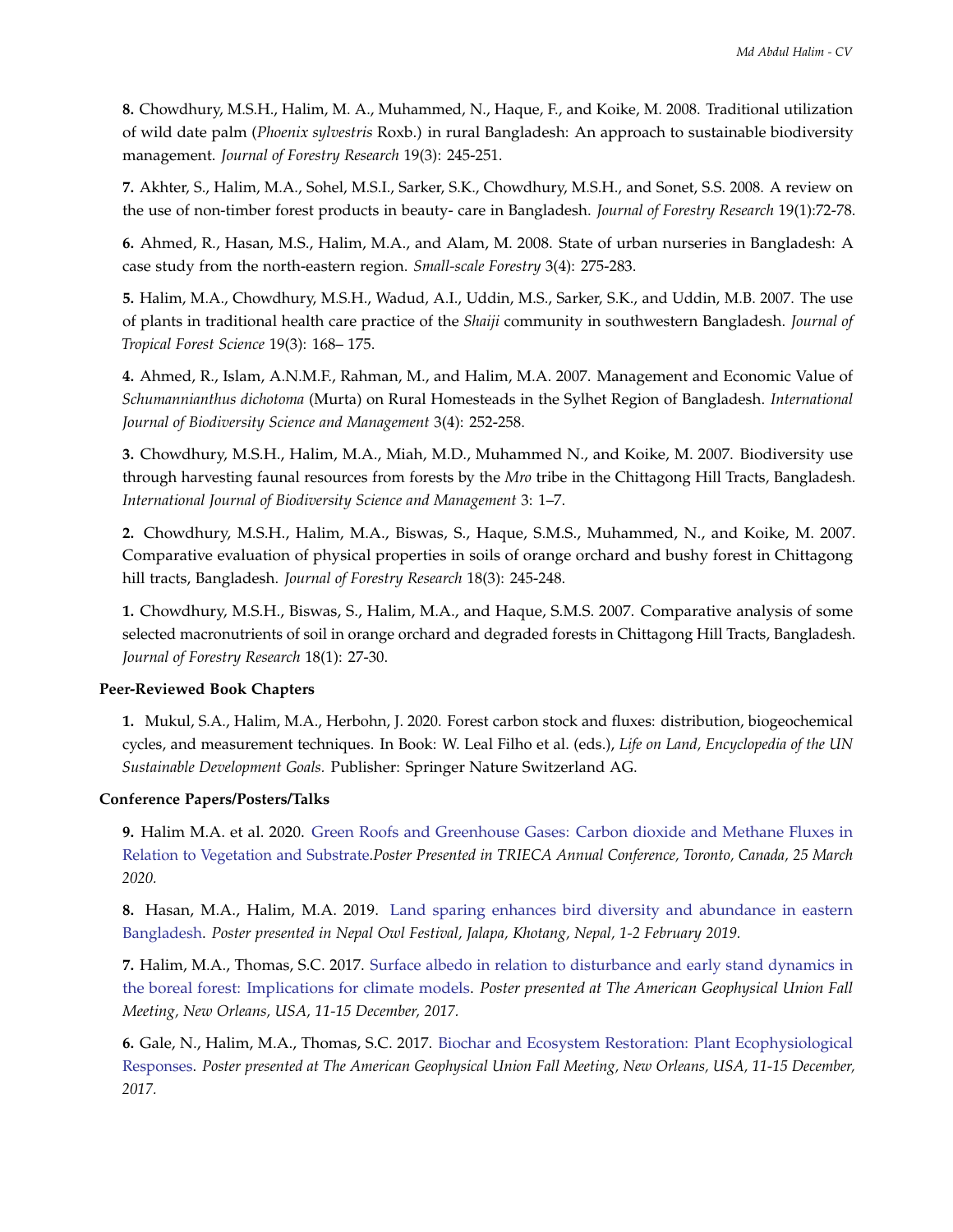**8.** Chowdhury, M.S.H., Halim, M. A., Muhammed, N., Haque, F., and Koike, M. 2008. Traditional utilization of wild date palm (*Phoenix sylvestris* Roxb.) in rural Bangladesh: An approach to sustainable biodiversity management. *Journal of Forestry Research* 19(3): 245-251.

**7.** Akhter, S., Halim, M.A., Sohel, M.S.I., Sarker, S.K., Chowdhury, M.S.H., and Sonet, S.S. 2008. A review on the use of non-timber forest products in beauty- care in Bangladesh. *Journal of Forestry Research* 19(1):72-78.

**6.** Ahmed, R., Hasan, M.S., Halim, M.A., and Alam, M. 2008. State of urban nurseries in Bangladesh: A case study from the north-eastern region. *Small-scale Forestry* 3(4): 275-283.

**5.** Halim, M.A., Chowdhury, M.S.H., Wadud, A.I., Uddin, M.S., Sarker, S.K., and Uddin, M.B. 2007. The use of plants in traditional health care practice of the *Shaiji* community in southwestern Bangladesh. *Journal of Tropical Forest Science* 19(3): 168– 175.

**4.** Ahmed, R., Islam, A.N.M.F., Rahman, M., and Halim, M.A. 2007. Management and Economic Value of *Schumannianthus dichotoma* (Murta) on Rural Homesteads in the Sylhet Region of Bangladesh. *International Journal of Biodiversity Science and Management* 3(4): 252-258.

**3.** Chowdhury, M.S.H., Halim, M.A., Miah, M.D., Muhammed N., and Koike, M. 2007. Biodiversity use through harvesting faunal resources from forests by the *Mro* tribe in the Chittagong Hill Tracts, Bangladesh. *International Journal of Biodiversity Science and Management* 3: 1–7.

**2.** Chowdhury, M.S.H., Halim, M.A., Biswas, S., Haque, S.M.S., Muhammed, N., and Koike, M. 2007. Comparative evaluation of physical properties in soils of orange orchard and bushy forest in Chittagong hill tracts, Bangladesh. *Journal of Forestry Research* 18(3): 245-248.

**1.** Chowdhury, M.S.H., Biswas, S., Halim, M.A., and Haque, S.M.S. 2007. Comparative analysis of some selected macronutrients of soil in orange orchard and degraded forests in Chittagong Hill Tracts, Bangladesh. *Journal of Forestry Research* 18(1): 27-30.

### Peer-Reviewed Book Chapters

**1.** Mukul, S.A., Halim, M.A., Herbohn, J. 2020. Forest carbon stock and fluxes: distribution, biogeochemical cycles, and measurement techniques. In Book: W. Leal Filho et al. (eds.), *Life on Land, Encyclopedia of the UN Sustainable Development Goals.* Publisher: Springer Nature Switzerland AG.

### Conference Papers/Posters/Talks

**9.** Halim M.A. et al. 2020. Green Roofs and Greenhouse Gases: Carbon dioxide and Methane Fluxes in Relation to Vegetation and Substrate.*Poster Presented in TRIECA Annual Conference, Toronto, Canada, 25 March 2020.*

**8.** Hasan, M.A., Halim, M.A. 2019. Land sparing enhances bird diversity and abundance in eastern Bangladesh. *Poster presented in Nepal Owl Festival, Jalapa, Khotang, Nepal, 1-2 February 2019.*

**7.** Halim, M.A., Thomas, S.C. 2017. Surface albedo in relation to disturbance and early stand dynamics in the boreal forest: Implications for climate models. *Poster presented at The American Geophysical Union Fall Meeting, New Orleans, USA, 11-15 December, 2017.*

**6.** Gale, N., Halim, M.A., Thomas, S.C. 2017. Biochar and Ecosystem Restoration: Plant Ecophysiological Responses. *Poster presented at The American Geophysical Union Fall Meeting, New Orleans, USA, 11-15 December, 2017.*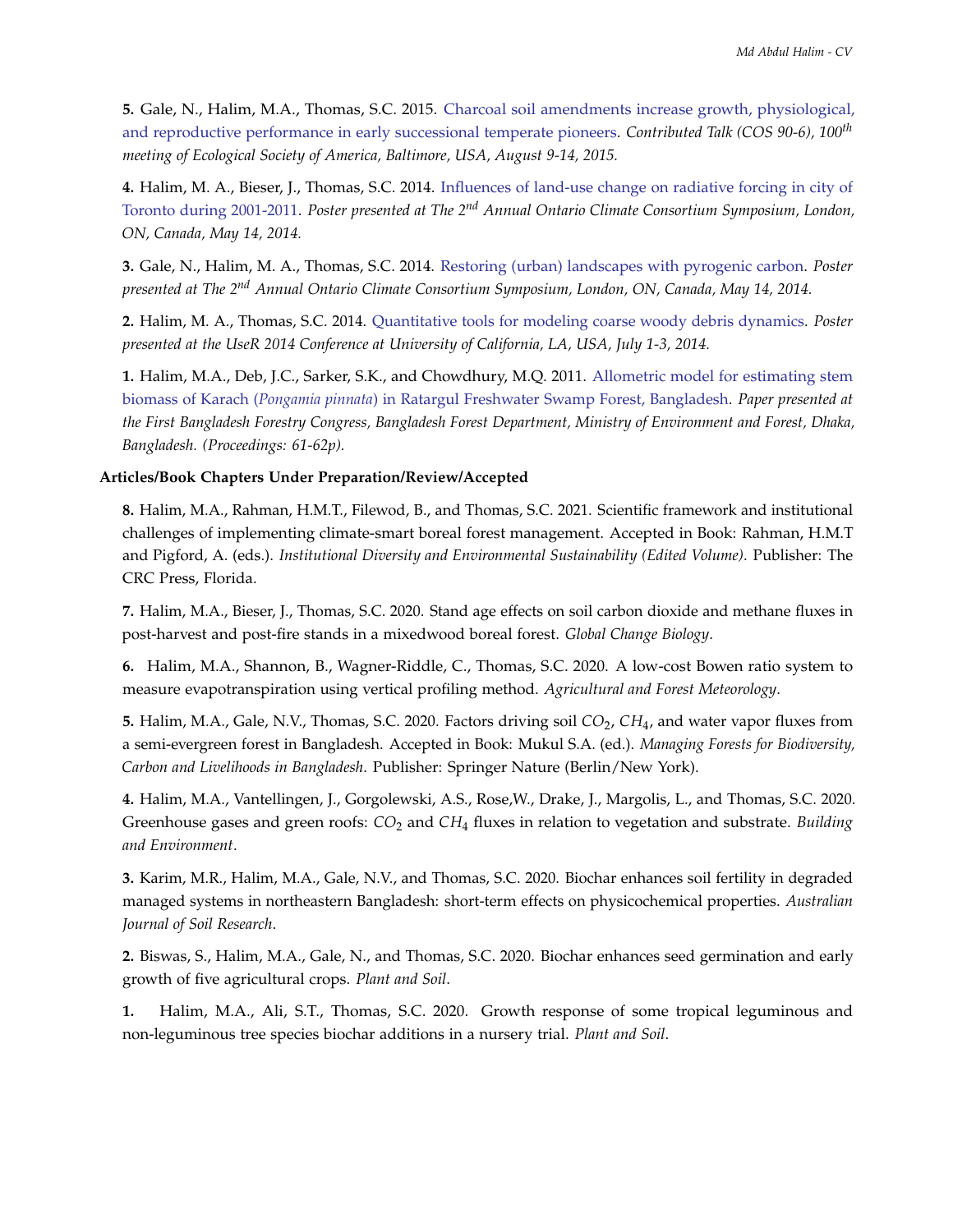**5.** Gale, N., Halim, M.A., Thomas, S.C. 2015. Charcoal soil amendments increase growth, physiological, and reproductive performance in early successional temperate pioneers. *Contributed Talk (COS 90-6), 100th meeting of Ecological Society of America, Baltimore, USA, August 9-14, 2015.*

**4.** Halim, M. A., Bieser, J., Thomas, S.C. 2014. Influences of land-use change on radiative forcing in city of Toronto during 2001-2011. *Poster presented at The 2nd Annual Ontario Climate Consortium Symposium, London, ON, Canada, May 14, 2014.*

**3.** Gale, N., Halim, M. A., Thomas, S.C. 2014. Restoring (urban) landscapes with pyrogenic carbon. *Poster presented at The 2nd Annual Ontario Climate Consortium Symposium, London, ON, Canada, May 14, 2014.*

**2.** Halim, M. A., Thomas, S.C. 2014. Quantitative tools for modeling coarse woody debris dynamics. *Poster presented at the UseR 2014 Conference at University of California, LA, USA, July 1-3, 2014.*

**1.** Halim, M.A., Deb, J.C., Sarker, S.K., and Chowdhury, M.Q. 2011. Allometric model for estimating stem biomass of Karach (*Pongamia pinnata*) in Ratargul Freshwater Swamp Forest, Bangladesh. *Paper presented at the First Bangladesh Forestry Congress, Bangladesh Forest Department, Ministry of Environment and Forest, Dhaka, Bangladesh. (Proceedings: 61-62p).*

### Articles/Book Chapters Under Preparation/Review/Accepted

**8.** Halim, M.A., Rahman, H.M.T., Filewod, B., and Thomas, S.C. 2021. Scientific framework and institutional challenges of implementing climate-smart boreal forest management. Accepted in Book: Rahman, H.M.T and Pigford, A. (eds.). *Institutional Diversity and Environmental Sustainability (Edited Volume)*. Publisher: The CRC Press, Florida.

**7.** Halim, M.A., Bieser, J., Thomas, S.C. 2020. Stand age effects on soil carbon dioxide and methane fluxes in post-harvest and post-fire stands in a mixedwood boreal forest. *Global Change Biology*.

**6.** Halim, M.A., Shannon, B., Wagner-Riddle, C., Thomas, S.C. 2020. A low-cost Bowen ratio system to measure evapotranspiration using vertical profiling method. *Agricultural and Forest Meteorology*.

**5.** Halim, M.A., Gale, N.V., Thomas, S.C. 2020. Factors driving soil $CO_2$, $CH_4$, and water vapor fluxes from a semi-evergreen forest in Bangladesh. Accepted in Book: Mukul S.A. (ed.). *Managing Forests for Biodiversity, Carbon and Livelihoods in Bangladesh*. Publisher: Springer Nature (Berlin/New York).

**4.** Halim, M.A., Vantellingen, J., Gorgolewski, A.S., Rose,W., Drake, J., Margolis, L., and Thomas, S.C. 2020. Greenhouse gases and green roofs: $CO_2$ and $CH_4$ fluxes in relation to vegetation and substrate. *Building and Environment*.

**3.** Karim, M.R., Halim, M.A., Gale, N.V., and Thomas, S.C. 2020. Biochar enhances soil fertility in degraded managed systems in northeastern Bangladesh: short-term effects on physicochemical properties. *Australian Journal of Soil Research*.

**2.** Biswas, S., Halim, M.A., Gale, N., and Thomas, S.C. 2020. Biochar enhances seed germination and early growth of five agricultural crops. *Plant and Soil*.

**1.** Halim, M.A., Ali, S.T., Thomas, S.C. 2020. Growth response of some tropical leguminous and non-leguminous tree species biochar additions in a nursery trial. *Plant and Soil*.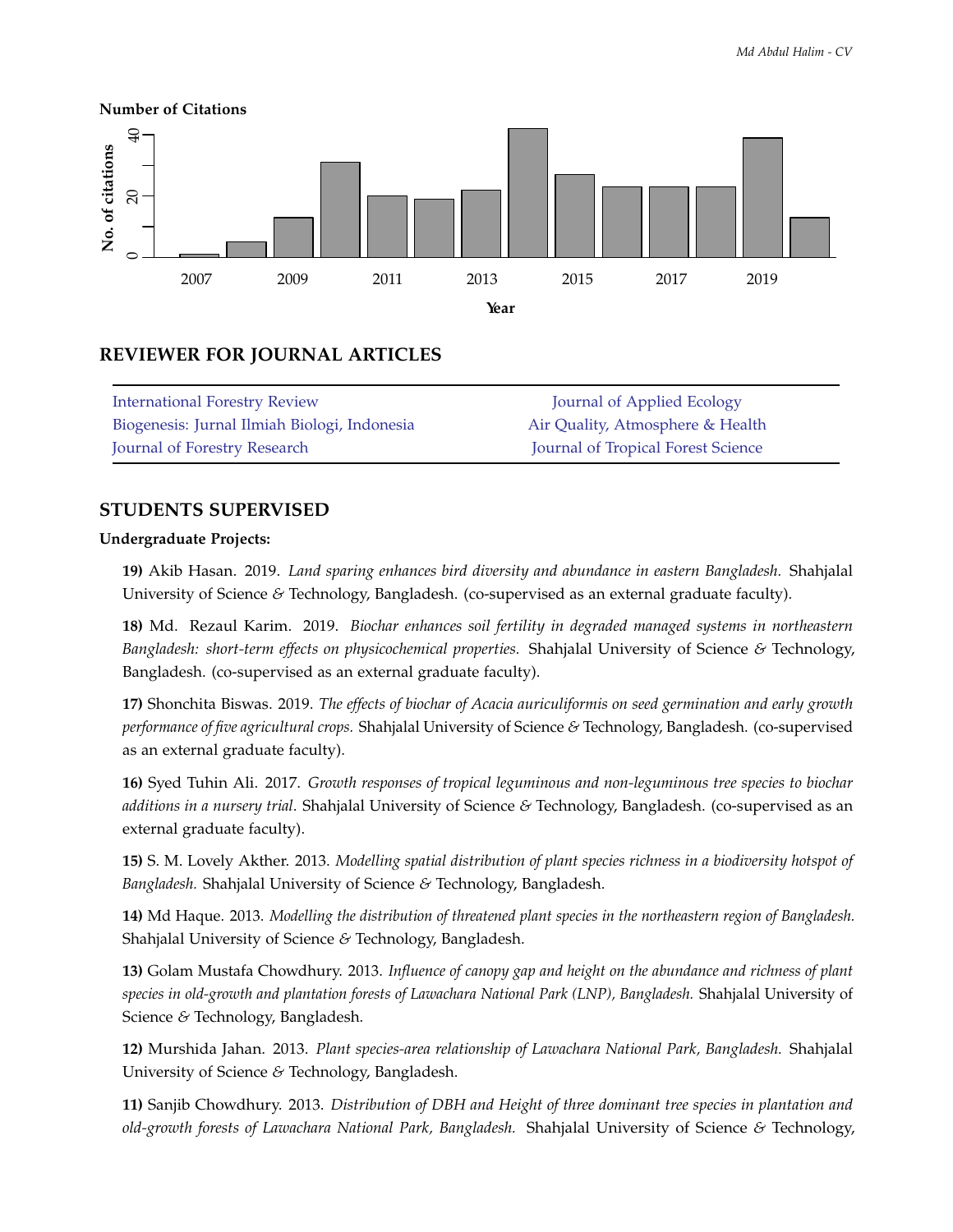**Number of Citations**

## REVIEWER FOR JOURNAL ARTICLES

| | |
|---|---|
| International Forestry Review | Journal of Applied Ecology |
| Biogenesis: Jurnal Ilmiah Biologi, Indonesia | Air Quality, Atmosphere & Health |
| Journal of Forestry Research | Journal of Tropical Forest Science |

## STUDENTS SUPERVISED

**Undergraduate Projects:**

**19)** Akib Hasan. 2019. *Land sparing enhances bird diversity and abundance in eastern Bangladesh.* Shahjalal University of Science & Technology, Bangladesh. (co-supervised as an external graduate faculty).

**18)** Md. Rezaul Karim. 2019. *Biochar enhances soil fertility in degraded managed systems in northeastern Bangladesh: short-term effects on physicochemical properties.* Shahjalal University of Science & Technology, Bangladesh. (co-supervised as an external graduate faculty).

**17)** Shonchita Biswas. 2019. *The effects of biochar of Acacia auriculiformis on seed germination and early growth performance of five agricultural crops.* Shahjalal University of Science & Technology, Bangladesh. (co-supervised as an external graduate faculty).

**16)** Syed Tuhin Ali. 2017. *Growth responses of tropical leguminous and non-leguminous tree species to biochar additions in a nursery trial*. Shahjalal University of Science & Technology, Bangladesh. (co-supervised as an external graduate faculty).

**15)** S. M. Lovely Akther. 2013. *Modelling spatial distribution of plant species richness in a biodiversity hotspot of Bangladesh.* Shahjalal University of Science & Technology, Bangladesh.

**14)** Md Haque. 2013. *Modelling the distribution of threatened plant species in the northeastern region of Bangladesh.* Shahjalal University of Science & Technology, Bangladesh.

**13)** Golam Mustafa Chowdhury. 2013. *Influence of canopy gap and height on the abundance and richness of plant species in old-growth and plantation forests of Lawachara National Park (LNP), Bangladesh.* Shahjalal University of Science & Technology, Bangladesh.

**12)** Murshida Jahan. 2013. *Plant species-area relationship of Lawachara National Park, Bangladesh.* Shahjalal University of Science & Technology, Bangladesh.

**11)** Sanjib Chowdhury. 2013. *Distribution of DBH and Height of three dominant tree species in plantation and old-growth forests of Lawachara National Park, Bangladesh.* Shahjalal University of Science & Technology,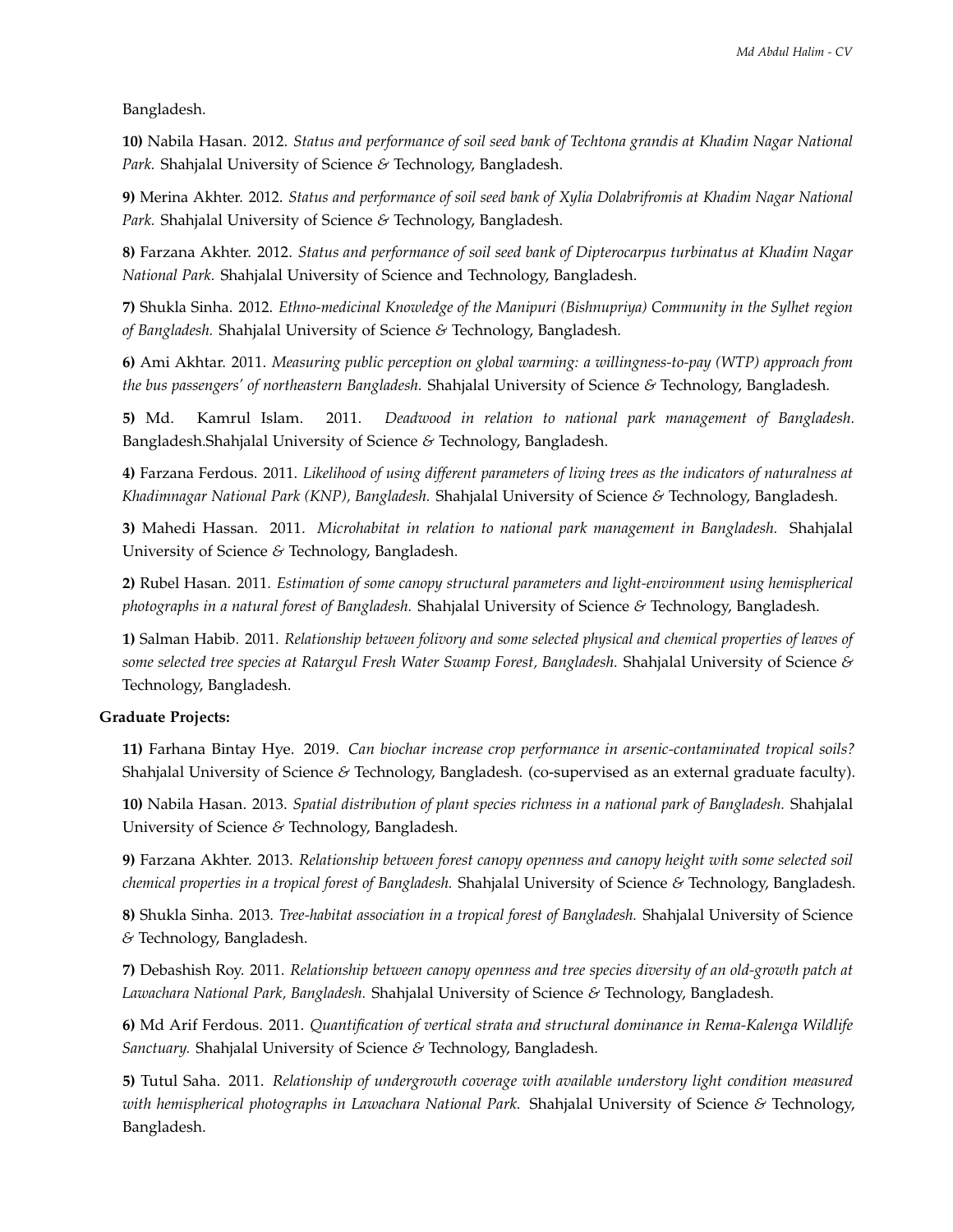Bangladesh.

**10)** Nabila Hasan. 2012. *Status and performance of soil seed bank of Techtona grandis at Khadim Nagar National Park.* Shahjalal University of Science & Technology, Bangladesh.

**9)** Merina Akhter. 2012. *Status and performance of soil seed bank of Xylia Dolabrifromis at Khadim Nagar National Park.* Shahjalal University of Science & Technology, Bangladesh.

**8)** Farzana Akhter. 2012. *Status and performance of soil seed bank of Dipterocarpus turbinatus at Khadim Nagar National Park.* Shahjalal University of Science and Technology, Bangladesh.

**7)** Shukla Sinha. 2012. *Ethno-medicinal Knowledge of the Manipuri (Bishnupriya) Community in the Sylhet region of Bangladesh.* Shahjalal University of Science & Technology, Bangladesh.

**6)** Ami Akhtar. 2011. *Measuring public perception on global warming: a willingness-to-pay (WTP) approach from the bus passengers' of northeastern Bangladesh.* Shahjalal University of Science & Technology, Bangladesh.

**5)** Md. Kamrul Islam. 2011. *Deadwood in relation to national park management of Bangladesh.* Bangladesh.Shahjalal University of Science & Technology, Bangladesh.

**4)** Farzana Ferdous. 2011. *Likelihood of using different parameters of living trees as the indicators of naturalness at Khadimnagar National Park (KNP), Bangladesh.* Shahjalal University of Science & Technology, Bangladesh.

**3)** Mahedi Hassan. 2011. *Microhabitat in relation to national park management in Bangladesh.* Shahjalal University of Science & Technology, Bangladesh.

**2)** Rubel Hasan. 2011. *Estimation of some canopy structural parameters and light-environment using hemispherical photographs in a natural forest of Bangladesh.* Shahjalal University of Science & Technology, Bangladesh.

**1)** Salman Habib. 2011. *Relationship between folivory and some selected physical and chemical properties of leaves of some selected tree species at Ratargul Fresh Water Swamp Forest, Bangladesh.* Shahjalal University of Science & Technology, Bangladesh.

**Graduate Projects:**

**11)** Farhana Bintay Hye. 2019. *Can biochar increase crop performance in arsenic-contaminated tropical soils?* Shahjalal University of Science & Technology, Bangladesh. (co-supervised as an external graduate faculty).

**10)** Nabila Hasan. 2013. *Spatial distribution of plant species richness in a national park of Bangladesh.* Shahjalal University of Science & Technology, Bangladesh.

**9)** Farzana Akhter. 2013. *Relationship between forest canopy openness and canopy height with some selected soil chemical properties in a tropical forest of Bangladesh.* Shahjalal University of Science & Technology, Bangladesh.

**8)** Shukla Sinha. 2013. *Tree-habitat association in a tropical forest of Bangladesh.* Shahjalal University of Science & Technology, Bangladesh.

**7)** Debashish Roy. 2011. *Relationship between canopy openness and tree species diversity of an old-growth patch at Lawachara National Park, Bangladesh.* Shahjalal University of Science & Technology, Bangladesh.

**6)** Md Arif Ferdous. 2011. *Quantification of vertical strata and structural dominance in Rema-Kalenga Wildlife Sanctuary.* Shahjalal University of Science & Technology, Bangladesh.

**5)** Tutul Saha. 2011. *Relationship of undergrowth coverage with available understory light condition measured with hemispherical photographs in Lawachara National Park.* Shahjalal University of Science & Technology, Bangladesh.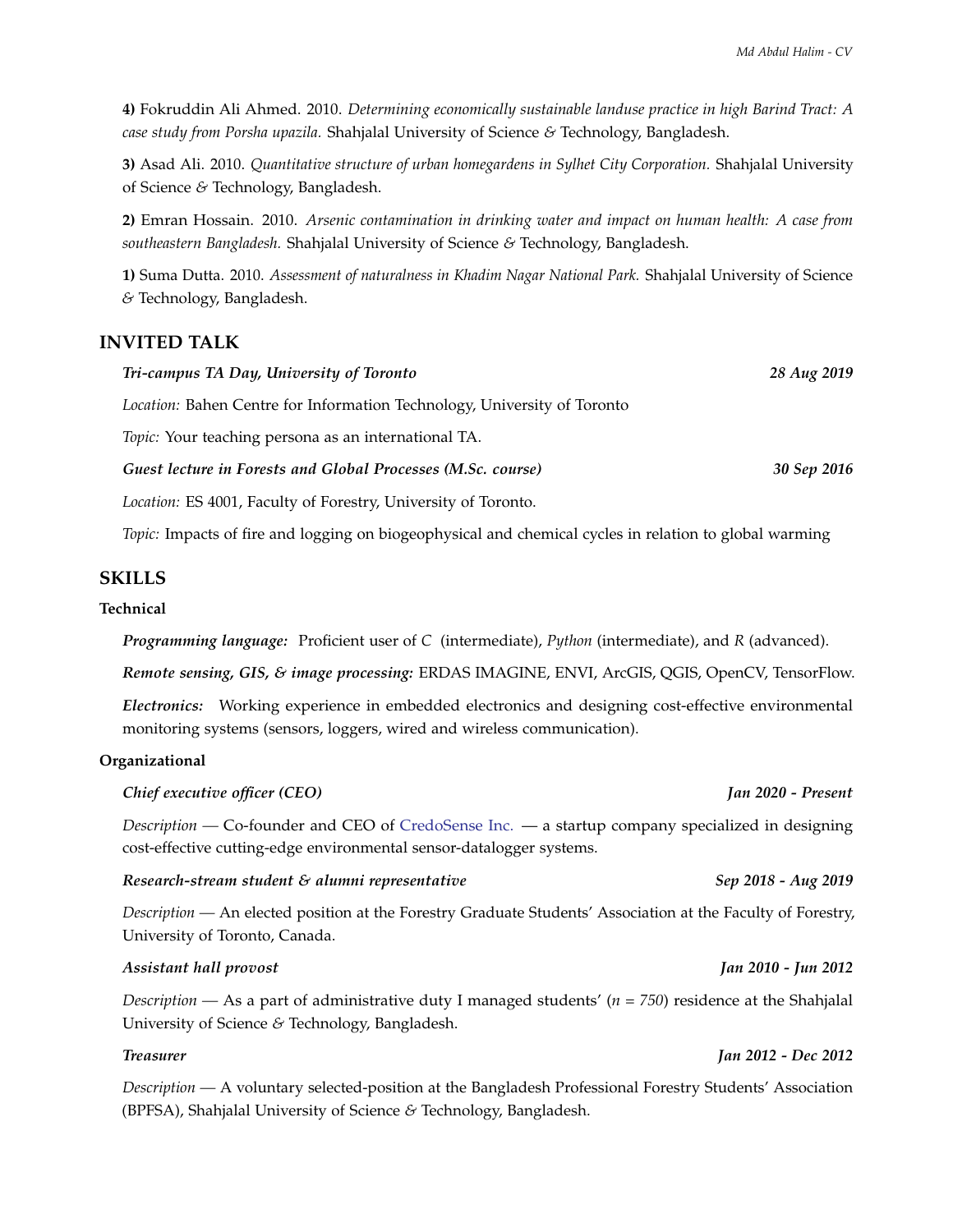**4)** Fokruddin Ali Ahmed. 2010. *Determining economically sustainable landuse practice in high Barind Tract: A case study from Porsha upazila.* Shahjalal University of Science & Technology, Bangladesh.

**3)** Asad Ali. 2010. *Quantitative structure of urban homegardens in Sylhet City Corporation.* Shahjalal University of Science & Technology, Bangladesh.

**2)** Emran Hossain. 2010. *Arsenic contamination in drinking water and impact on human health: A case from southeastern Bangladesh.* Shahjalal University of Science & Technology, Bangladesh.

**1)** Suma Dutta. 2010. *Assessment of naturalness in Khadim Nagar National Park.* Shahjalal University of Science & Technology, Bangladesh.

## INVITED TALK

***Tri-campus TA Day, University of Toronto*** — ***28 Aug 2019***

*Location:* Bahen Centre for Information Technology, University of Toronto

*Topic:* Your teaching persona as an international TA.

***Guest lecture in Forests and Global Processes (M.Sc. course)*** — ***30 Sep 2016***

*Location:* ES 4001, Faculty of Forestry, University of Toronto.

*Topic:* Impacts of fire and logging on biogeophysical and chemical cycles in relation to global warming

## SKILLS

### Technical

***Programming language:*** Proficient user of *C* (intermediate), *Python* (intermediate), and *R* (advanced).

***Remote sensing, GIS, & image processing:*** ERDAS IMAGINE, ENVI, ArcGIS, QGIS, OpenCV, TensorFlow.

***Electronics:*** Working experience in embedded electronics and designing cost-effective environmental monitoring systems (sensors, loggers, wired and wireless communication).

### Organizational

***Chief executive officer (CEO)*** — ***Jan 2020 - Present***

*Description* — Co-founder and CEO of CredoSense Inc. — a startup company specialized in designing cost-effective cutting-edge environmental sensor-datalogger systems.

***Research-stream student & alumni representative*** — ***Sep 2018 - Aug 2019***

*Description* — An elected position at the Forestry Graduate Students' Association at the Faculty of Forestry, University of Toronto, Canada.

***Assistant hall provost*** — ***Jan 2010 - Jun 2012***

*Description* — As a part of administrative duty I managed students' ($n = 750$) residence at the Shahjalal University of Science & Technology, Bangladesh.

***Treasurer*** — ***Jan 2012 - Dec 2012***

*Description* — A voluntary selected-position at the Bangladesh Professional Forestry Students' Association (BPFSA), Shahjalal University of Science & Technology, Bangladesh.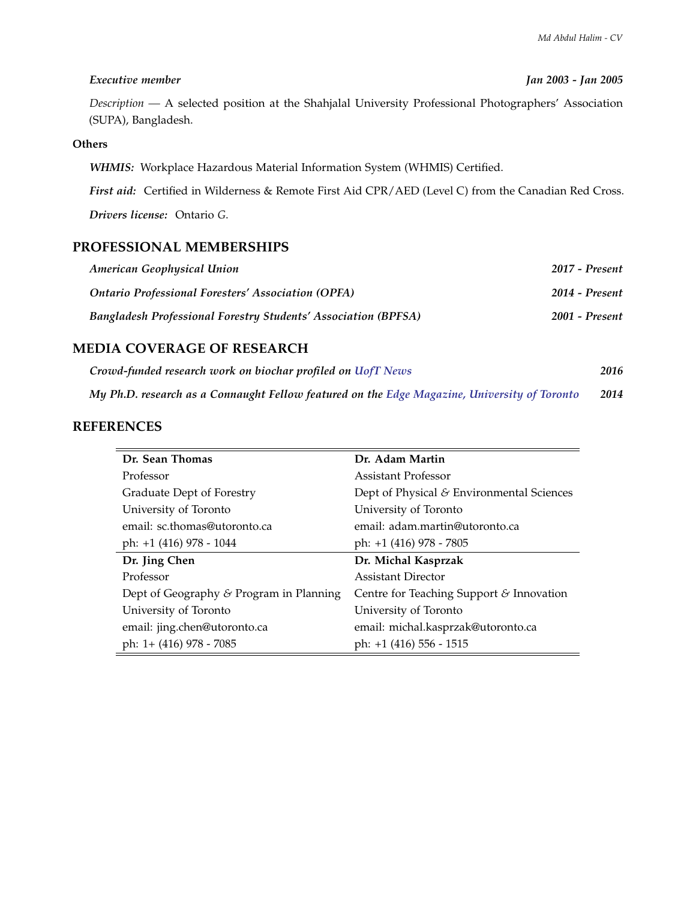***Executive member*** ***Jan 2003 - Jan 2005***

*Description* — A selected position at the Shahjalal University Professional Photographers' Association (SUPA), Bangladesh.

**Others**

***WHMIS:*** Workplace Hazardous Material Information System (WHMIS) Certified.

***First aid:*** Certified in Wilderness & Remote First Aid CPR/AED (Level C) from the Canadian Red Cross.

***Drivers license:*** Ontario *G*.

## PROFESSIONAL MEMBERSHIPS

***American Geophysical Union*** ***2017 - Present***

***Ontario Professional Foresters' Association (OPFA)*** ***2014 - Present***

***Bangladesh Professional Forestry Students' Association (BPFSA)*** ***2001 - Present***

## MEDIA COVERAGE OF RESEARCH

***Crowd-funded research work on biochar profiled on UofT News*** ***2016***

***My Ph.D. research as a Connaught Fellow featured on the Edge Magazine, University of Toronto*** ***2014***

## REFERENCES

| | |
|---|---|
| **Dr. Sean Thomas** | **Dr. Adam Martin** |
| Professor | Assistant Professor |
| Graduate Dept of Forestry | Dept of Physical & Environmental Sciences |
| University of Toronto | University of Toronto |
| email: sc.thomas@utoronto.ca | email: adam.martin@utoronto.ca |
| ph: +1 (416) 978 - 1044 | ph: +1 (416) 978 - 7805 |
| **Dr. Jing Chen** | **Dr. Michal Kasprzak** |
| Professor | Assistant Director |
| Dept of Geography & Program in Planning | Centre for Teaching Support & Innovation |
| University of Toronto | University of Toronto |
| email: jing.chen@utoronto.ca | email: michal.kasprzak@utoronto.ca |
| ph: 1+ (416) 978 - 7085 | ph: +1 (416) 556 - 1515 |